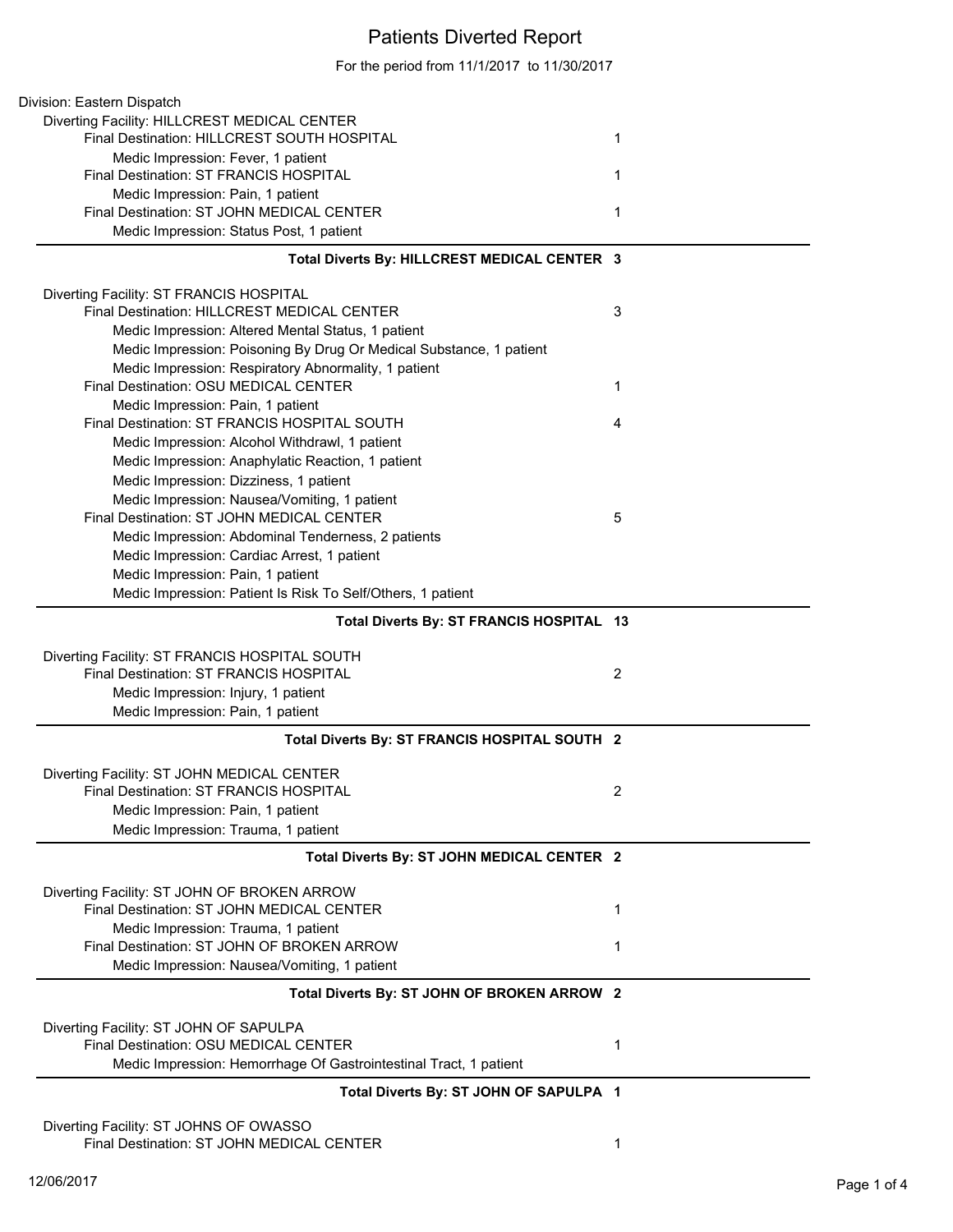# Patients Diverted Report

For the period from 11/1/2017 to 11/30/2017

Division: Eastern Dispatch

Diverting Facility: HILLCREST MEDICAL CENTER

- Final Destination: HILLCREST SOUTH HOSPITAL — 1
  - Medic Impression: Fever, 1 patient
- Final Destination: ST FRANCIS HOSPITAL — 1
  - Medic Impression: Pain, 1 patient
- Final Destination: ST JOHN MEDICAL CENTER — 1
  - Medic Impression: Status Post, 1 patient

**Total Diverts By: HILLCREST MEDICAL CENTER 3**

---

Diverting Facility: ST FRANCIS HOSPITAL

- Final Destination: HILLCREST MEDICAL CENTER — 3
  - Medic Impression: Altered Mental Status, 1 patient
  - Medic Impression: Poisoning By Drug Or Medical Substance, 1 patient
  - Medic Impression: Respiratory Abnormality, 1 patient
- Final Destination: OSU MEDICAL CENTER — 1
  - Medic Impression: Pain, 1 patient
- Final Destination: ST FRANCIS HOSPITAL SOUTH — 4
  - Medic Impression: Alcohol Withdrawl, 1 patient
  - Medic Impression: Anaphylatic Reaction, 1 patient
  - Medic Impression: Dizziness, 1 patient
  - Medic Impression: Nausea/Vomiting, 1 patient
- Final Destination: ST JOHN MEDICAL CENTER — 5
  - Medic Impression: Abdominal Tenderness, 2 patients
  - Medic Impression: Cardiac Arrest, 1 patient
  - Medic Impression: Pain, 1 patient
  - Medic Impression: Patient Is Risk To Self/Others, 1 patient

**Total Diverts By: ST FRANCIS HOSPITAL 13**

---

Diverting Facility: ST FRANCIS HOSPITAL SOUTH

- Final Destination: ST FRANCIS HOSPITAL — 2
  - Medic Impression: Injury, 1 patient
  - Medic Impression: Pain, 1 patient

**Total Diverts By: ST FRANCIS HOSPITAL SOUTH 2**

---

Diverting Facility: ST JOHN MEDICAL CENTER

- Final Destination: ST FRANCIS HOSPITAL — 2
  - Medic Impression: Pain, 1 patient
  - Medic Impression: Trauma, 1 patient

**Total Diverts By: ST JOHN MEDICAL CENTER 2**

---

Diverting Facility: ST JOHN OF BROKEN ARROW

- Final Destination: ST JOHN MEDICAL CENTER — 1
  - Medic Impression: Trauma, 1 patient
- Final Destination: ST JOHN OF BROKEN ARROW — 1
  - Medic Impression: Nausea/Vomiting, 1 patient

**Total Diverts By: ST JOHN OF BROKEN ARROW 2**

---

Diverting Facility: ST JOHN OF SAPULPA

- Final Destination: OSU MEDICAL CENTER — 1
  - Medic Impression: Hemorrhage Of Gastrointestinal Tract, 1 patient

**Total Diverts By: ST JOHN OF SAPULPA 1**

---

Diverting Facility: ST JOHNS OF OWASSO

- Final Destination: ST JOHN MEDICAL CENTER — 1

12/06/2017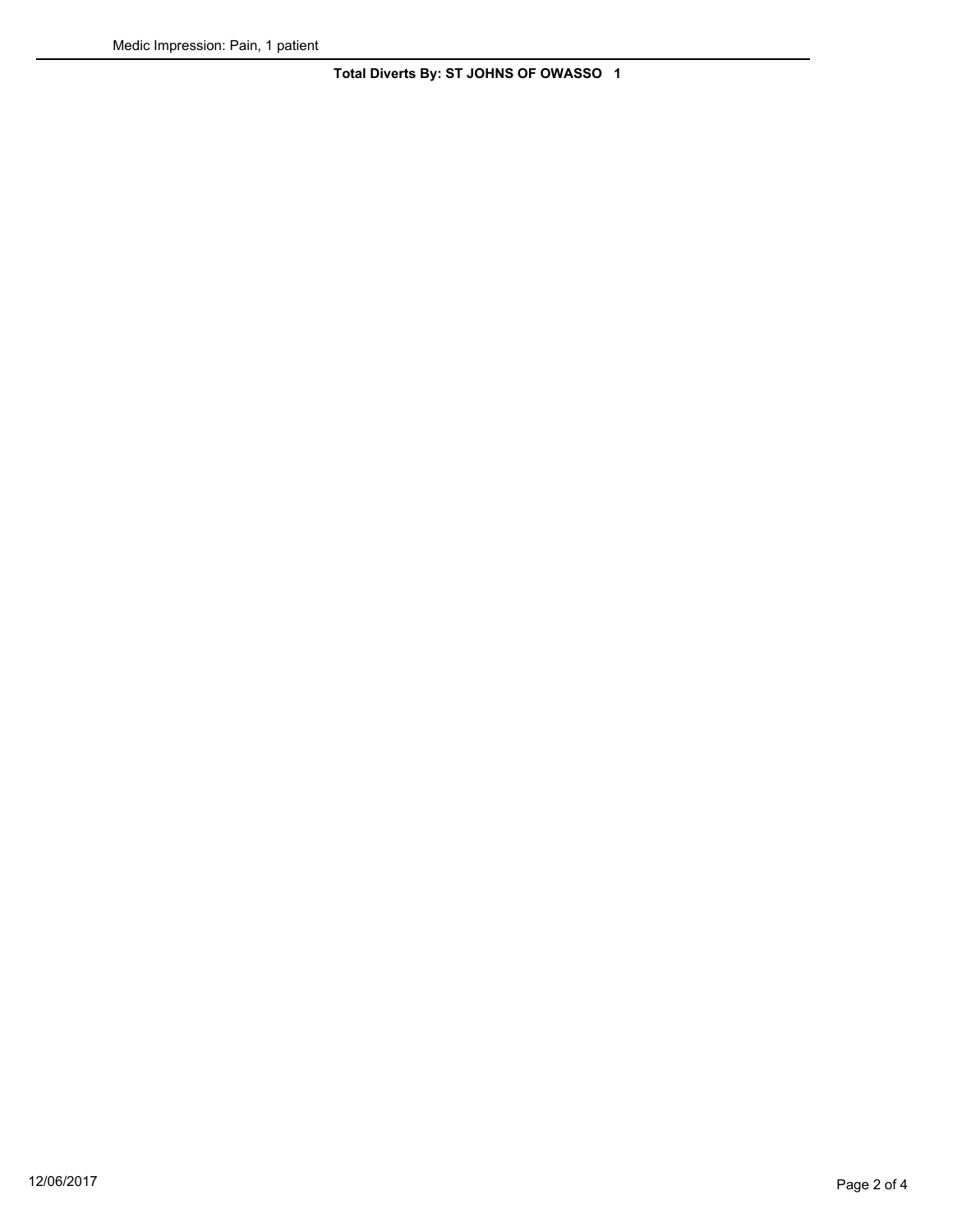Medic Impression: Pain, 1 patient

---

**Total Diverts By: ST JOHNS OF OWASSO 1**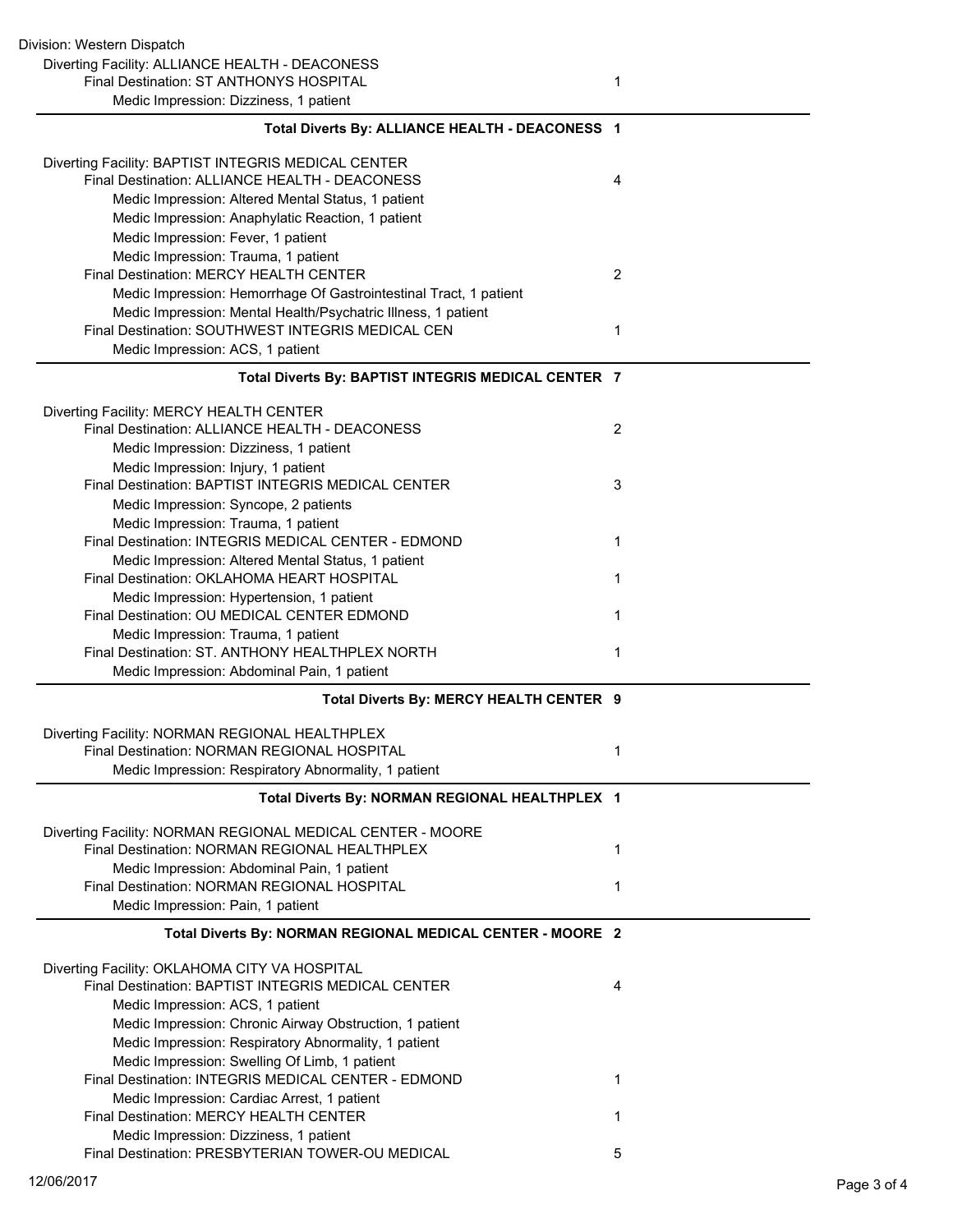Division: Western Dispatch

Diverting Facility: ALLIANCE HEALTH - DEACONESS

| | |
|---|---|
| Final Destination: ST ANTHONYS HOSPITAL | 1 |
| Medic Impression: Dizziness, 1 patient | |
| **Total Diverts By: ALLIANCE HEALTH - DEACONESS** | **1** |

Diverting Facility: BAPTIST INTEGRIS MEDICAL CENTER

| | |
|---|---|
| Final Destination: ALLIANCE HEALTH - DEACONESS | 4 |
| Medic Impression: Altered Mental Status, 1 patient | |
| Medic Impression: Anaphylatic Reaction, 1 patient | |
| Medic Impression: Fever, 1 patient | |
| Medic Impression: Trauma, 1 patient | |
| Final Destination: MERCY HEALTH CENTER | 2 |
| Medic Impression: Hemorrhage Of Gastrointestinal Tract, 1 patient | |
| Medic Impression: Mental Health/Psychatric Illness, 1 patient | |
| Final Destination: SOUTHWEST INTEGRIS MEDICAL CEN | 1 |
| Medic Impression: ACS, 1 patient | |
| **Total Diverts By: BAPTIST INTEGRIS MEDICAL CENTER** | **7** |

Diverting Facility: MERCY HEALTH CENTER

| | |
|---|---|
| Final Destination: ALLIANCE HEALTH - DEACONESS | 2 |
| Medic Impression: Dizziness, 1 patient | |
| Medic Impression: Injury, 1 patient | |
| Final Destination: BAPTIST INTEGRIS MEDICAL CENTER | 3 |
| Medic Impression: Syncope, 2 patients | |
| Medic Impression: Trauma, 1 patient | |
| Final Destination: INTEGRIS MEDICAL CENTER - EDMOND | 1 |
| Medic Impression: Altered Mental Status, 1 patient | |
| Final Destination: OKLAHOMA HEART HOSPITAL | 1 |
| Medic Impression: Hypertension, 1 patient | |
| Final Destination: OU MEDICAL CENTER EDMOND | 1 |
| Medic Impression: Trauma, 1 patient | |
| Final Destination: ST. ANTHONY HEALTHPLEX NORTH | 1 |
| Medic Impression: Abdominal Pain, 1 patient | |
| **Total Diverts By: MERCY HEALTH CENTER** | **9** |

Diverting Facility: NORMAN REGIONAL HEALTHPLEX

| | |
|---|---|
| Final Destination: NORMAN REGIONAL HOSPITAL | 1 |
| Medic Impression: Respiratory Abnormality, 1 patient | |
| **Total Diverts By: NORMAN REGIONAL HEALTHPLEX** | **1** |

Diverting Facility: NORMAN REGIONAL MEDICAL CENTER - MOORE

| | |
|---|---|
| Final Destination: NORMAN REGIONAL HEALTHPLEX | 1 |
| Medic Impression: Abdominal Pain, 1 patient | |
| Final Destination: NORMAN REGIONAL HOSPITAL | 1 |
| Medic Impression: Pain, 1 patient | |
| **Total Diverts By: NORMAN REGIONAL MEDICAL CENTER - MOORE** | **2** |

Diverting Facility: OKLAHOMA CITY VA HOSPITAL

| | |
|---|---|
| Final Destination: BAPTIST INTEGRIS MEDICAL CENTER | 4 |
| Medic Impression: ACS, 1 patient | |
| Medic Impression: Chronic Airway Obstruction, 1 patient | |
| Medic Impression: Respiratory Abnormality, 1 patient | |
| Medic Impression: Swelling Of Limb, 1 patient | |
| Final Destination: INTEGRIS MEDICAL CENTER - EDMOND | 1 |
| Medic Impression: Cardiac Arrest, 1 patient | |
| Final Destination: MERCY HEALTH CENTER | 1 |
| Medic Impression: Dizziness, 1 patient | |
| Final Destination: PRESBYTERIAN TOWER-OU MEDICAL | 5 |

12/06/2017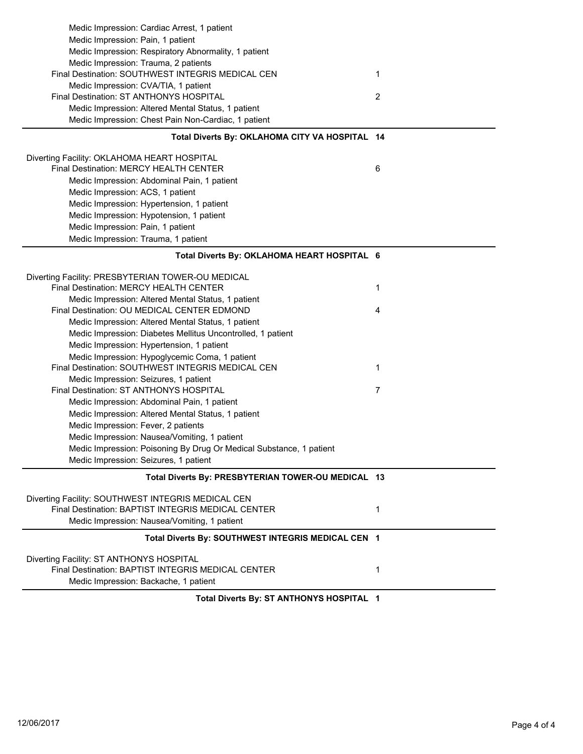Medic Impression: Cardiac Arrest, 1 patient
Medic Impression: Pain, 1 patient
Medic Impression: Respiratory Abnormality, 1 patient
Medic Impression: Trauma, 2 patients

Final Destination: SOUTHWEST INTEGRIS MEDICAL CEN — 1

Medic Impression: CVA/TIA, 1 patient

Final Destination: ST ANTHONYS HOSPITAL — 2

Medic Impression: Altered Mental Status, 1 patient
Medic Impression: Chest Pain Non-Cardiac, 1 patient

---

**Total Diverts By: OKLAHOMA CITY VA HOSPITAL 14**

Diverting Facility: OKLAHOMA HEART HOSPITAL

Final Destination: MERCY HEALTH CENTER — 6

Medic Impression: Abdominal Pain, 1 patient
Medic Impression: ACS, 1 patient
Medic Impression: Hypertension, 1 patient
Medic Impression: Hypotension, 1 patient
Medic Impression: Pain, 1 patient
Medic Impression: Trauma, 1 patient

---

**Total Diverts By: OKLAHOMA HEART HOSPITAL 6**

Diverting Facility: PRESBYTERIAN TOWER-OU MEDICAL

Final Destination: MERCY HEALTH CENTER — 1

Medic Impression: Altered Mental Status, 1 patient

Final Destination: OU MEDICAL CENTER EDMOND — 4

Medic Impression: Altered Mental Status, 1 patient
Medic Impression: Diabetes Mellitus Uncontrolled, 1 patient
Medic Impression: Hypertension, 1 patient
Medic Impression: Hypoglycemic Coma, 1 patient

Final Destination: SOUTHWEST INTEGRIS MEDICAL CEN — 1

Medic Impression: Seizures, 1 patient

Final Destination: ST ANTHONYS HOSPITAL — 7

Medic Impression: Abdominal Pain, 1 patient
Medic Impression: Altered Mental Status, 1 patient
Medic Impression: Fever, 2 patients
Medic Impression: Nausea/Vomiting, 1 patient
Medic Impression: Poisoning By Drug Or Medical Substance, 1 patient
Medic Impression: Seizures, 1 patient

---

**Total Diverts By: PRESBYTERIAN TOWER-OU MEDICAL 13**

Diverting Facility: SOUTHWEST INTEGRIS MEDICAL CEN

Final Destination: BAPTIST INTEGRIS MEDICAL CENTER — 1

Medic Impression: Nausea/Vomiting, 1 patient

---

**Total Diverts By: SOUTHWEST INTEGRIS MEDICAL CEN 1**

Diverting Facility: ST ANTHONYS HOSPITAL

Final Destination: BAPTIST INTEGRIS MEDICAL CENTER — 1

Medic Impression: Backache, 1 patient

---

**Total Diverts By: ST ANTHONYS HOSPITAL 1**

12/06/2017